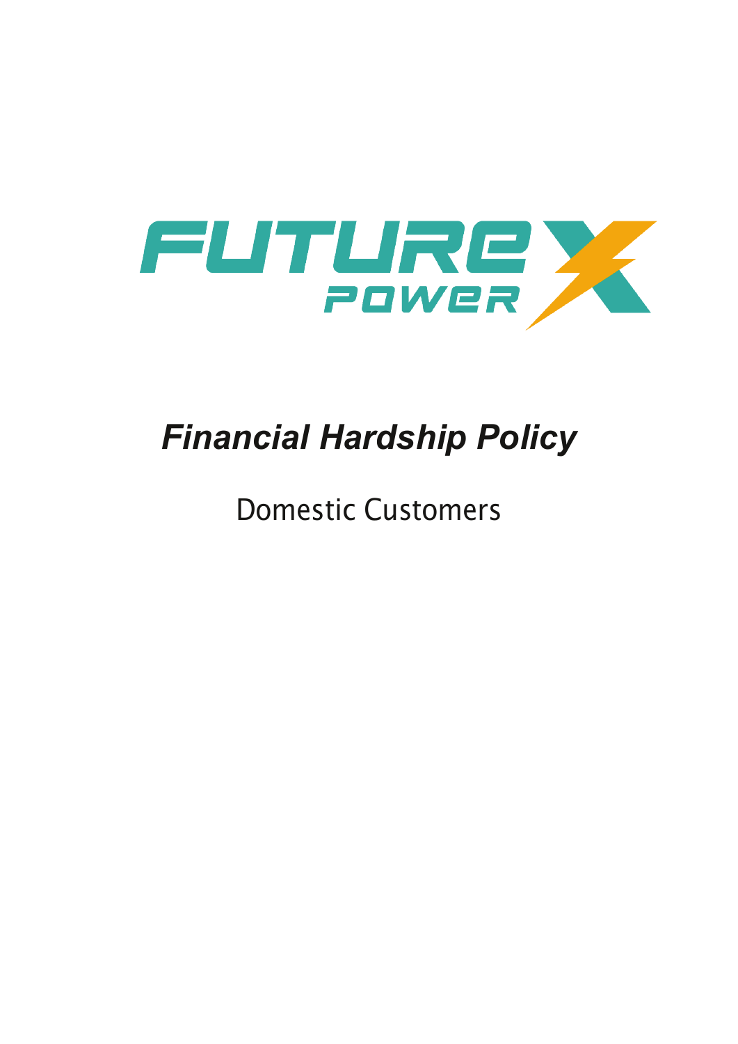FUTURE X POWER

# *Financial Hardship Policy*

Domestic Customers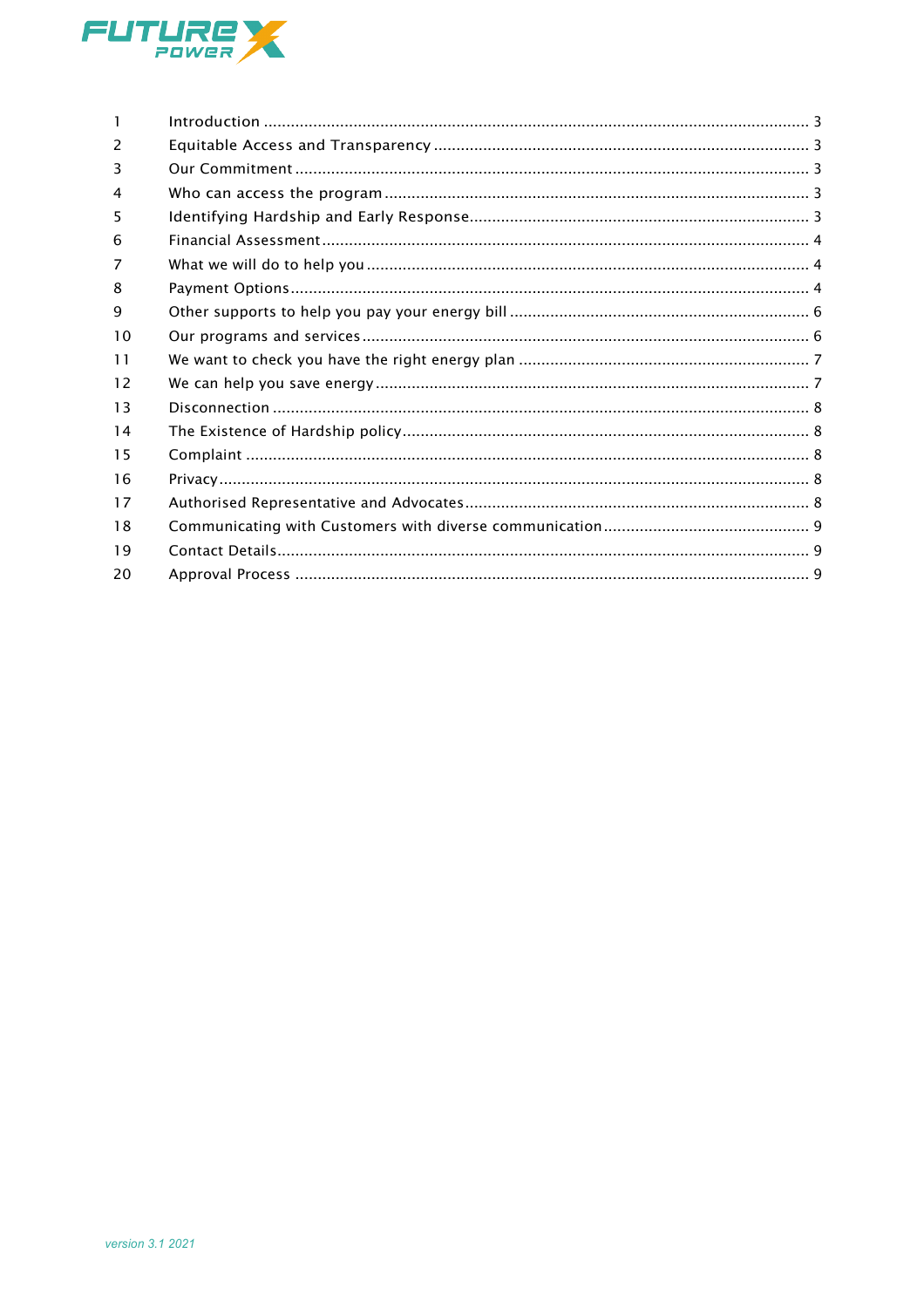| | | |
|---|---|---|
| 1 | Introduction | 3 |
| 2 | Equitable Access and Transparency | 3 |
| 3 | Our Commitment | 3 |
| 4 | Who can access the program | 3 |
| 5 | Identifying Hardship and Early Response | 3 |
| 6 | Financial Assessment | 4 |
| 7 | What we will do to help you | 4 |
| 8 | Payment Options | 4 |
| 9 | Other supports to help you pay your energy bill | 6 |
| 10 | Our programs and services | 6 |
| 11 | We want to check you have the right energy plan | 7 |
| 12 | We can help you save energy | 7 |
| 13 | Disconnection | 8 |
| 14 | The Existence of Hardship policy | 8 |
| 15 | Complaint | 8 |
| 16 | Privacy | 8 |
| 17 | Authorised Representative and Advocates | 8 |
| 18 | Communicating with Customers with diverse communication | 9 |
| 19 | Contact Details | 9 |
| 20 | Approval Process | 9 |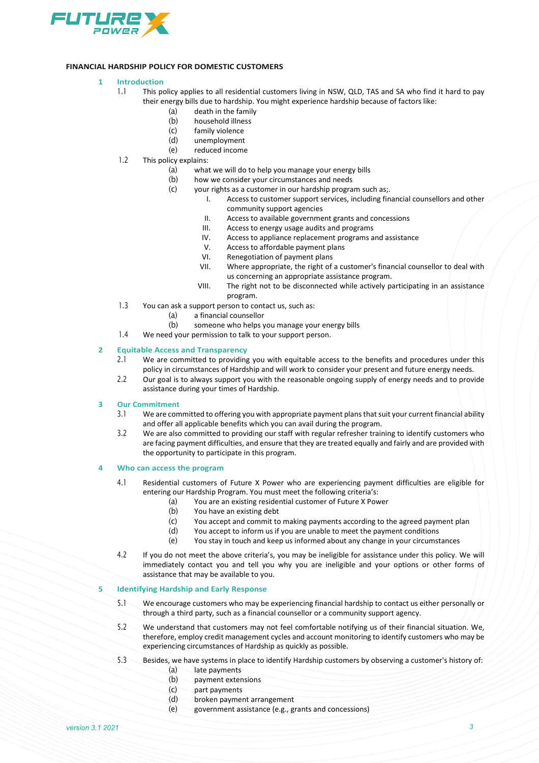**FINANCIAL HARDSHIP POLICY FOR DOMESTIC CUSTOMERS**

## 1 Introduction

1.1 This policy applies to all residential customers living in NSW, QLD, TAS and SA who find it hard to pay their energy bills due to hardship. You might experience hardship because of factors like:

- (a) death in the family
- (b) household illness
- (c) family violence
- (d) unemployment
- (e) reduced income

1.2 This policy explains:

- (a) what we will do to help you manage your energy bills
- (b) how we consider your circumstances and needs
- (c) your rights as a customer in our hardship program such as;.
  - I. Access to customer support services, including financial counsellors and other community support agencies
  - II. Access to available government grants and concessions
  - III. Access to energy usage audits and programs
  - IV. Access to appliance replacement programs and assistance
  - V. Access to affordable payment plans
  - VI. Renegotiation of payment plans
  - VII. Where appropriate, the right of a customer's financial counsellor to deal with us concerning an appropriate assistance program.
  - VIII. The right not to be disconnected while actively participating in an assistance program.

1.3 You can ask a support person to contact us, such as:

- (a) a financial counsellor
- (b) someone who helps you manage your energy bills

1.4 We need your permission to talk to your support person.

## 2 Equitable Access and Transparency

2.1 We are committed to providing you with equitable access to the benefits and procedures under this policy in circumstances of Hardship and will work to consider your present and future energy needs.

2.2 Our goal is to always support you with the reasonable ongoing supply of energy needs and to provide assistance during your times of Hardship.

## 3 Our Commitment

3.1 We are committed to offering you with appropriate payment plans that suit your current financial ability and offer all applicable benefits which you can avail during the program.

3.2 We are also committed to providing our staff with regular refresher training to identify customers who are facing payment difficulties, and ensure that they are treated equally and fairly and are provided with the opportunity to participate in this program.

## 4 Who can access the program

4.1 Residential customers of Future X Power who are experiencing payment difficulties are eligible for entering our Hardship Program. You must meet the following criteria's:

- (a) You are an existing residential customer of Future X Power
- (b) You have an existing debt
- (c) You accept and commit to making payments according to the agreed payment plan
- (d) You accept to inform us if you are unable to meet the payment conditions
- (e) You stay in touch and keep us informed about any change in your circumstances

4.2 If you do not meet the above criteria's, you may be ineligible for assistance under this policy. We will immediately contact you and tell you why you are ineligible and your options or other forms of assistance that may be available to you.

## 5 Identifying Hardship and Early Response

5.1 We encourage customers who may be experiencing financial hardship to contact us either personally or through a third party, such as a financial counsellor or a community support agency.

5.2 We understand that customers may not feel comfortable notifying us of their financial situation. We, therefore, employ credit management cycles and account monitoring to identify customers who may be experiencing circumstances of Hardship as quickly as possible.

5.3 Besides, we have systems in place to identify Hardship customers by observing a customer's history of:

- (a) late payments
- (b) payment extensions
- (c) part payments
- (d) broken payment arrangement
- (e) government assistance (e.g., grants and concessions)

*version 3.1 2021*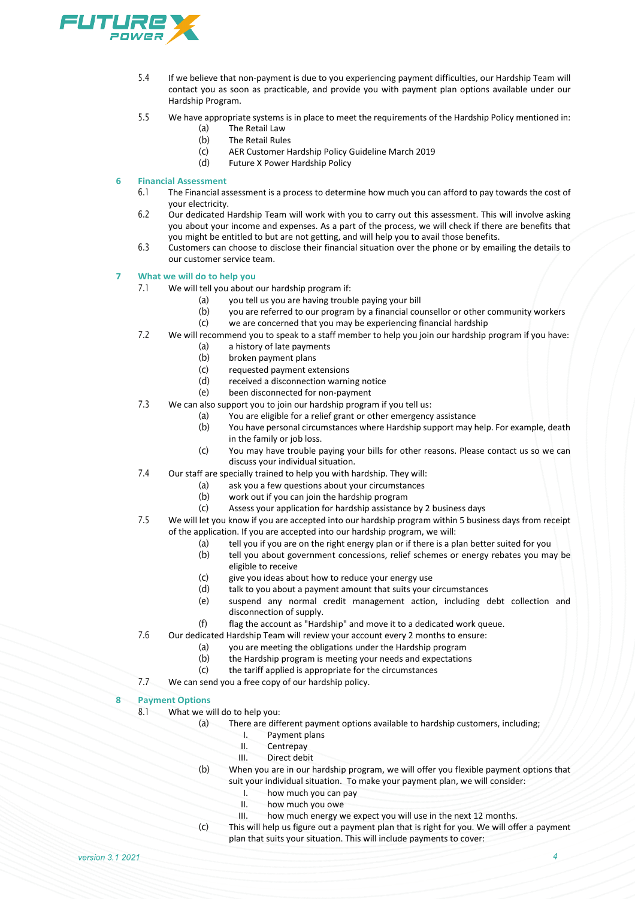5.4 If we believe that non-payment is due to you experiencing payment difficulties, our Hardship Team will contact you as soon as practicable, and provide you with payment plan options available under our Hardship Program.

5.5 We have appropriate systems is in place to meet the requirements of the Hardship Policy mentioned in:

- (a) The Retail Law
- (b) The Retail Rules
- (c) AER Customer Hardship Policy Guideline March 2019
- (d) Future X Power Hardship Policy

## 6 Financial Assessment

6.1 The Financial assessment is a process to determine how much you can afford to pay towards the cost of your electricity.

6.2 Our dedicated Hardship Team will work with you to carry out this assessment. This will involve asking you about your income and expenses. As a part of the process, we will check if there are benefits that you might be entitled to but are not getting, and will help you to avail those benefits.

6.3 Customers can choose to disclose their financial situation over the phone or by emailing the details to our customer service team.

## 7 What we will do to help you

7.1 We will tell you about our hardship program if:

- (a) you tell us you are having trouble paying your bill
- (b) you are referred to our program by a financial counsellor or other community workers
- (c) we are concerned that you may be experiencing financial hardship

7.2 We will recommend you to speak to a staff member to help you join our hardship program if you have:

- (a) a history of late payments
- (b) broken payment plans
- (c) requested payment extensions
- (d) received a disconnection warning notice
- (e) been disconnected for non-payment

7.3 We can also support you to join our hardship program if you tell us:

- (a) You are eligible for a relief grant or other emergency assistance
- (b) You have personal circumstances where Hardship support may help. For example, death in the family or job loss.
- (c) You may have trouble paying your bills for other reasons. Please contact us so we can discuss your individual situation.

7.4 Our staff are specially trained to help you with hardship. They will:

- (a) ask you a few questions about your circumstances
- (b) work out if you can join the hardship program
- (c) Assess your application for hardship assistance by 2 business days

7.5 We will let you know if you are accepted into our hardship program within 5 business days from receipt of the application. If you are accepted into our hardship program, we will:

- (a) tell you if you are on the right energy plan or if there is a plan better suited for you
- (b) tell you about government concessions, relief schemes or energy rebates you may be eligible to receive
- (c) give you ideas about how to reduce your energy use
- (d) talk to you about a payment amount that suits your circumstances
- (e) suspend any normal credit management action, including debt collection and disconnection of supply.
- (f) flag the account as "Hardship" and move it to a dedicated work queue.

7.6 Our dedicated Hardship Team will review your account every 2 months to ensure:

- (a) you are meeting the obligations under the Hardship program
- (b) the Hardship program is meeting your needs and expectations
- (c) the tariff applied is appropriate for the circumstances

7.7 We can send you a free copy of our hardship policy.

## 8 Payment Options

8.1 What we will do to help you:

- (a) There are different payment options available to hardship customers, including;
  - I. Payment plans
  - II. Centrepay
  - III. Direct debit
- (b) When you are in our hardship program, we will offer you flexible payment options that suit your individual situation. To make your payment plan, we will consider:
  - I. how much you can pay
  - II. how much you owe
  - III. how much energy we expect you will use in the next 12 months.
- (c) This will help us figure out a payment plan that is right for you. We will offer a payment plan that suits your situation. This will include payments to cover: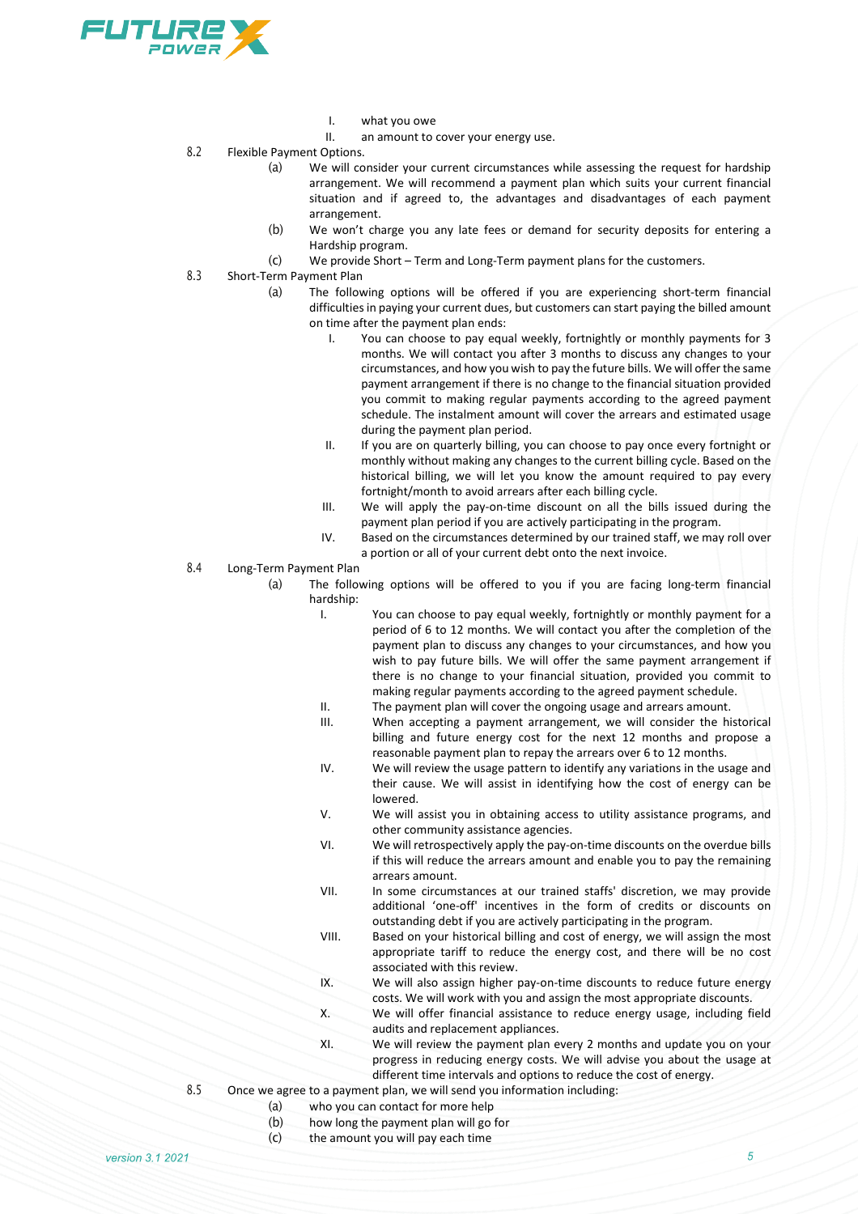I. what you owe
II. an amount to cover your energy use.

8.2 Flexible Payment Options.

(a) We will consider your current circumstances while assessing the request for hardship arrangement. We will recommend a payment plan which suits your current financial situation and if agreed to, the advantages and disadvantages of each payment arrangement.

(b) We won't charge you any late fees or demand for security deposits for entering a Hardship program.

(c) We provide Short – Term and Long-Term payment plans for the customers.

8.3 Short-Term Payment Plan

(a) The following options will be offered if you are experiencing short-term financial difficulties in paying your current dues, but customers can start paying the billed amount on time after the payment plan ends:

I. You can choose to pay equal weekly, fortnightly or monthly payments for 3 months. We will contact you after 3 months to discuss any changes to your circumstances, and how you wish to pay the future bills. We will offer the same payment arrangement if there is no change to the financial situation provided you commit to making regular payments according to the agreed payment schedule. The instalment amount will cover the arrears and estimated usage during the payment plan period.

II. If you are on quarterly billing, you can choose to pay once every fortnight or monthly without making any changes to the current billing cycle. Based on the historical billing, we will let you know the amount required to pay every fortnight/month to avoid arrears after each billing cycle.

III. We will apply the pay-on-time discount on all the bills issued during the payment plan period if you are actively participating in the program.

IV. Based on the circumstances determined by our trained staff, we may roll over a portion or all of your current debt onto the next invoice.

8.4 Long-Term Payment Plan

(a) The following options will be offered to you if you are facing long-term financial hardship:

I. You can choose to pay equal weekly, fortnightly or monthly payment for a period of 6 to 12 months. We will contact you after the completion of the payment plan to discuss any changes to your circumstances, and how you wish to pay future bills. We will offer the same payment arrangement if there is no change to your financial situation, provided you commit to making regular payments according to the agreed payment schedule.

II. The payment plan will cover the ongoing usage and arrears amount.

III. When accepting a payment arrangement, we will consider the historical billing and future energy cost for the next 12 months and propose a reasonable payment plan to repay the arrears over 6 to 12 months.

IV. We will review the usage pattern to identify any variations in the usage and their cause. We will assist in identifying how the cost of energy can be lowered.

V. We will assist you in obtaining access to utility assistance programs, and other community assistance agencies.

VI. We will retrospectively apply the pay-on-time discounts on the overdue bills if this will reduce the arrears amount and enable you to pay the remaining arrears amount.

VII. In some circumstances at our trained staffs' discretion, we may provide additional 'one-off' incentives in the form of credits or discounts on outstanding debt if you are actively participating in the program.

VIII. Based on your historical billing and cost of energy, we will assign the most appropriate tariff to reduce the energy cost, and there will be no cost associated with this review.

IX. We will also assign higher pay-on-time discounts to reduce future energy costs. We will work with you and assign the most appropriate discounts.

X. We will offer financial assistance to reduce energy usage, including field audits and replacement appliances.

XI. We will review the payment plan every 2 months and update you on your progress in reducing energy costs. We will advise you about the usage at different time intervals and options to reduce the cost of energy.

8.5 Once we agree to a payment plan, we will send you information including:

(a) who you can contact for more help
(b) how long the payment plan will go for
(c) the amount you will pay each time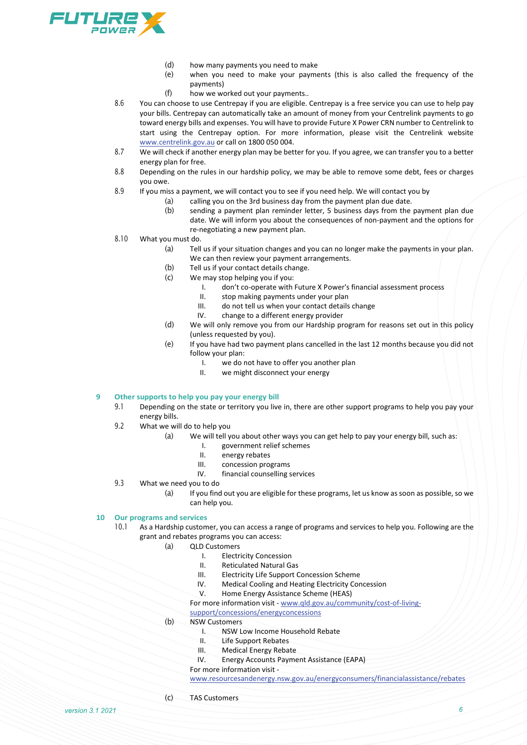(d) how many payments you need to make

(e) when you need to make your payments (this is also called the frequency of the payments)

(f) how we worked out your payments..

8.6 You can choose to use Centrepay if you are eligible. Centrepay is a free service you can use to help pay your bills. Centrepay can automatically take an amount of money from your Centrelink payments to go toward energy bills and expenses. You will have to provide Future X Power CRN number to Centrelink to start using the Centrepay option. For more information, please visit the Centrelink website [www.centrelink.gov.au](www.centrelink.gov.au) or call on 1800 050 004.

8.7 We will check if another energy plan may be better for you. If you agree, we can transfer you to a better energy plan for free.

8.8 Depending on the rules in our hardship policy, we may be able to remove some debt, fees or charges you owe.

8.9 If you miss a payment, we will contact you to see if you need help. We will contact you by

(a) calling you on the 3rd business day from the payment plan due date.

(b) sending a payment plan reminder letter, 5 business days from the payment plan due date. We will inform you about the consequences of non-payment and the options for re-negotiating a new payment plan.

8.10 What you must do.

(a) Tell us if your situation changes and you can no longer make the payments in your plan. We can then review your payment arrangements.

(b) Tell us if your contact details change.

(c) We may stop helping you if you:

I. don't co-operate with Future X Power's financial assessment process
II. stop making payments under your plan
III. do not tell us when your contact details change
IV. change to a different energy provider

(d) We will only remove you from our Hardship program for reasons set out in this policy (unless requested by you).

(e) If you have had two payment plans cancelled in the last 12 months because you did not follow your plan:

I. we do not have to offer you another plan
II. we might disconnect your energy

## 9 Other supports to help you pay your energy bill

9.1 Depending on the state or territory you live in, there are other support programs to help you pay your energy bills.

9.2 What we will do to help you

(a) We will tell you about other ways you can get help to pay your energy bill, such as:

I. government relief schemes
II. energy rebates
III. concession programs
IV. financial counselling services

9.3 What we need you to do

(a) If you find out you are eligible for these programs, let us know as soon as possible, so we can help you.

## 10 Our programs and services

10.1 As a Hardship customer, you can access a range of programs and services to help you. Following are the grant and rebates programs you can access:

(a) QLD Customers

I. Electricity Concession
II. Reticulated Natural Gas
III. Electricity Life Support Concession Scheme
IV. Medical Cooling and Heating Electricity Concession
V. Home Energy Assistance Scheme (HEAS)

For more information visit - [www.qld.gov.au/community/cost-of-living-support/concessions/energyconcessions](www.qld.gov.au/community/cost-of-living-support/concessions/energyconcessions)

(b) NSW Customers

I. NSW Low Income Household Rebate
II. Life Support Rebates
III. Medical Energy Rebate
IV. Energy Accounts Payment Assistance (EAPA)

For more information visit - [www.resourcesandenergy.nsw.gov.au/energyconsumers/financialassistance/rebates](www.resourcesandenergy.nsw.gov.au/energyconsumers/financialassistance/rebates)

(c) TAS Customers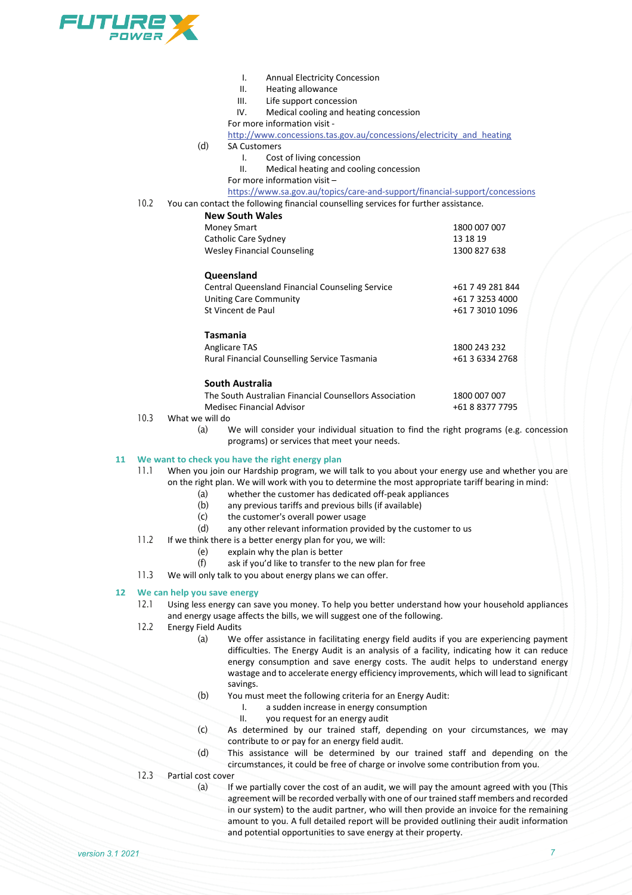I. Annual Electricity Concession
II. Heating allowance
III. Life support concession
IV. Medical cooling and heating concession

For more information visit - http://www.concessions.tas.gov.au/concessions/electricity_and_heating

(d) SA Customers

I. Cost of living concession
II. Medical heating and cooling concession

For more information visit – https://www.sa.gov.au/topics/care-and-support/financial-support/concessions

10.2 You can contact the following financial counselling services for further assistance.

| **New South Wales** | |
|---|---|
| Money Smart | 1800 007 007 |
| Catholic Care Sydney | 13 18 19 |
| Wesley Financial Counseling | 1300 827 638 |
| **Queensland** | |
| Central Queensland Financial Counseling Service | +61 7 49 281 844 |
| Uniting Care Community | +61 7 3253 4000 |
| St Vincent de Paul | +61 7 3010 1096 |
| **Tasmania** | |
| Anglicare TAS | 1800 243 232 |
| Rural Financial Counselling Service Tasmania | +61 3 6334 2768 |
| **South Australia** | |
| The South Australian Financial Counsellors Association | 1800 007 007 |
| Medisec Financial Advisor | +61 8 8377 7795 |

10.3 What we will do

(a) We will consider your individual situation to find the right programs (e.g. concession programs) or services that meet your needs.

## 11 We want to check you have the right energy plan

11.1 When you join our Hardship program, we will talk to you about your energy use and whether you are on the right plan. We will work with you to determine the most appropriate tariff bearing in mind:

(a) whether the customer has dedicated off-peak appliances
(b) any previous tariffs and previous bills (if available)
(c) the customer's overall power usage
(d) any other relevant information provided by the customer to us

11.2 If we think there is a better energy plan for you, we will:

(e) explain why the plan is better
(f) ask if you'd like to transfer to the new plan for free

11.3 We will only talk to you about energy plans we can offer.

## 12 We can help you save energy

12.1 Using less energy can save you money. To help you better understand how your household appliances and energy usage affects the bills, we will suggest one of the following.

12.2 Energy Field Audits

(a) We offer assistance in facilitating energy field audits if you are experiencing payment difficulties. The Energy Audit is an analysis of a facility, indicating how it can reduce energy consumption and save energy costs. The audit helps to understand energy wastage and to accelerate energy efficiency improvements, which will lead to significant savings.

(b) You must meet the following criteria for an Energy Audit:

I. a sudden increase in energy consumption
II. you request for an energy audit

(c) As determined by our trained staff, depending on your circumstances, we may contribute to or pay for an energy field audit.

(d) This assistance will be determined by our trained staff and depending on the circumstances, it could be free of charge or involve some contribution from you.

12.3 Partial cost cover

(a) If we partially cover the cost of an audit, we will pay the amount agreed with you (This agreement will be recorded verbally with one of our trained staff members and recorded in our system) to the audit partner, who will then provide an invoice for the remaining amount to you. A full detailed report will be provided outlining their audit information and potential opportunities to save energy at their property.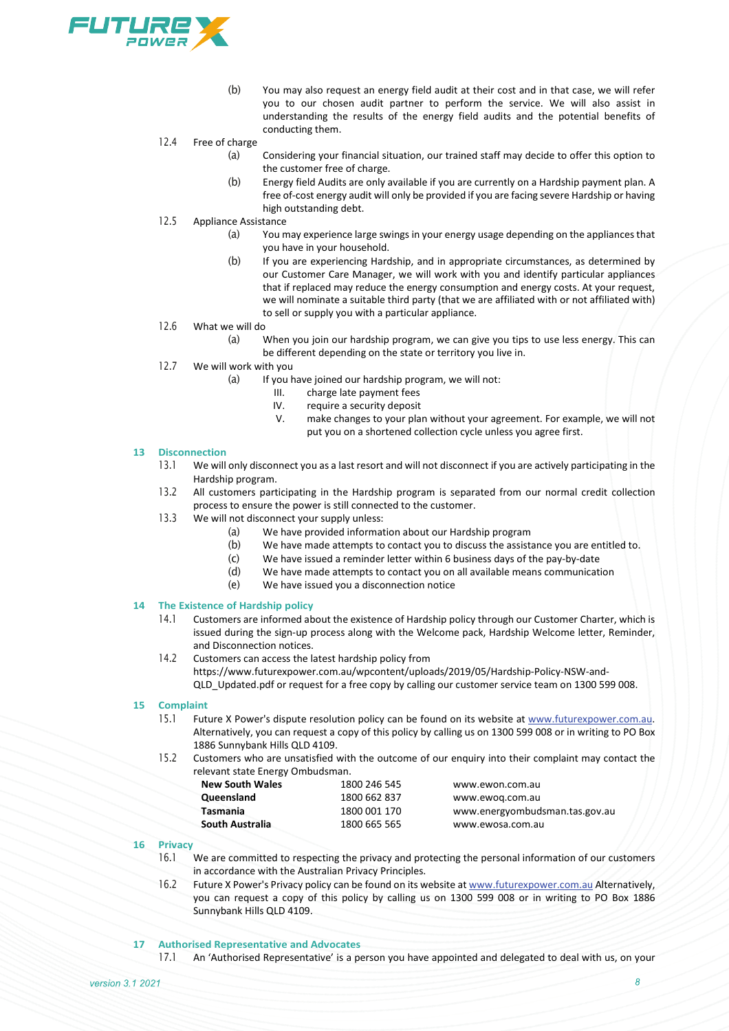(b) You may also request an energy field audit at their cost and in that case, we will refer you to our chosen audit partner to perform the service. We will also assist in understanding the results of the energy field audits and the potential benefits of conducting them.

12.4 Free of charge

(a) Considering your financial situation, our trained staff may decide to offer this option to the customer free of charge.

(b) Energy field Audits are only available if you are currently on a Hardship payment plan. A free of-cost energy audit will only be provided if you are facing severe Hardship or having high outstanding debt.

12.5 Appliance Assistance

(a) You may experience large swings in your energy usage depending on the appliances that you have in your household.

(b) If you are experiencing Hardship, and in appropriate circumstances, as determined by our Customer Care Manager, we will work with you and identify particular appliances that if replaced may reduce the energy consumption and energy costs. At your request, we will nominate a suitable third party (that we are affiliated with or not affiliated with) to sell or supply you with a particular appliance.

12.6 What we will do

(a) When you join our hardship program, we can give you tips to use less energy. This can be different depending on the state or territory you live in.

12.7 We will work with you

(a) If you have joined our hardship program, we will not:

III. charge late payment fees

IV. require a security deposit

V. make changes to your plan without your agreement. For example, we will not put you on a shortened collection cycle unless you agree first.

## 13 Disconnection

13.1 We will only disconnect you as a last resort and will not disconnect if you are actively participating in the Hardship program.

13.2 All customers participating in the Hardship program is separated from our normal credit collection process to ensure the power is still connected to the customer.

13.3 We will not disconnect your supply unless:

(a) We have provided information about our Hardship program

(b) We have made attempts to contact you to discuss the assistance you are entitled to.

(c) We have issued a reminder letter within 6 business days of the pay-by-date

(d) We have made attempts to contact you on all available means communication

(e) We have issued you a disconnection notice

## 14 The Existence of Hardship policy

14.1 Customers are informed about the existence of Hardship policy through our Customer Charter, which is issued during the sign-up process along with the Welcome pack, Hardship Welcome letter, Reminder, and Disconnection notices.

14.2 Customers can access the latest hardship policy from https://www.futurexpower.com.au/wpcontent/uploads/2019/05/Hardship-Policy-NSW-and-QLD_Updated.pdf or request for a free copy by calling our customer service team on 1300 599 008.

## 15 Complaint

15.1 Future X Power's dispute resolution policy can be found on its website at www.futurexpower.com.au. Alternatively, you can request a copy of this policy by calling us on 1300 599 008 or in writing to PO Box 1886 Sunnybank Hills QLD 4109.

15.2 Customers who are unsatisfied with the outcome of our enquiry into their complaint may contact the relevant state Energy Ombudsman.

| | | |
|---|---|---|
| **New South Wales** | 1800 246 545 | www.ewon.com.au |
| **Queensland** | 1800 662 837 | www.ewoq.com.au |
| **Tasmania** | 1800 001 170 | www.energyombudsman.tas.gov.au |
| **South Australia** | 1800 665 565 | www.ewosa.com.au |

## 16 Privacy

16.1 We are committed to respecting the privacy and protecting the personal information of our customers in accordance with the Australian Privacy Principles.

16.2 Future X Power's Privacy policy can be found on its website at www.futurexpower.com.au Alternatively, you can request a copy of this policy by calling us on 1300 599 008 or in writing to PO Box 1886 Sunnybank Hills QLD 4109.

## 17 Authorised Representative and Advocates

17.1 An 'Authorised Representative' is a person you have appointed and delegated to deal with us, on your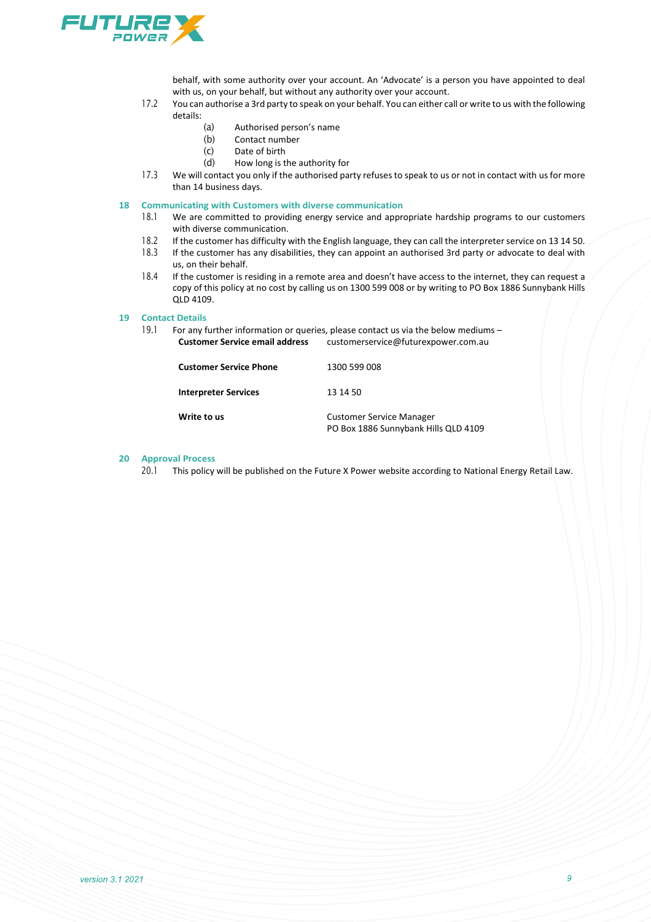behalf, with some authority over your account. An 'Advocate' is a person you have appointed to deal with us, on your behalf, but without any authority over your account.

17.2 You can authorise a 3rd party to speak on your behalf. You can either call or write to us with the following details:

(a) Authorised person's name
(b) Contact number
(c) Date of birth
(d) How long is the authority for

17.3 We will contact you only if the authorised party refuses to speak to us or not in contact with us for more than 14 business days.

## 18 Communicating with Customers with diverse communication

18.1 We are committed to providing energy service and appropriate hardship programs to our customers with diverse communication.

18.2 If the customer has difficulty with the English language, they can call the interpreter service on 13 14 50.

18.3 If the customer has any disabilities, they can appoint an authorised 3rd party or advocate to deal with us, on their behalf.

18.4 If the customer is residing in a remote area and doesn't have access to the internet, they can request a copy of this policy at no cost by calling us on 1300 599 008 or by writing to PO Box 1886 Sunnybank Hills QLD 4109.

## 19 Contact Details

19.1 For any further information or queries, please contact us via the below mediums –

| | |
|---|---|
| **Customer Service email address** | customerservice@futurexpower.com.au |
| **Customer Service Phone** | 1300 599 008 |
| **Interpreter Services** | 13 14 50 |
| **Write to us** | Customer Service Manager<br>PO Box 1886 Sunnybank Hills QLD 4109 |

## 20 Approval Process

20.1 This policy will be published on the Future X Power website according to National Energy Retail Law.